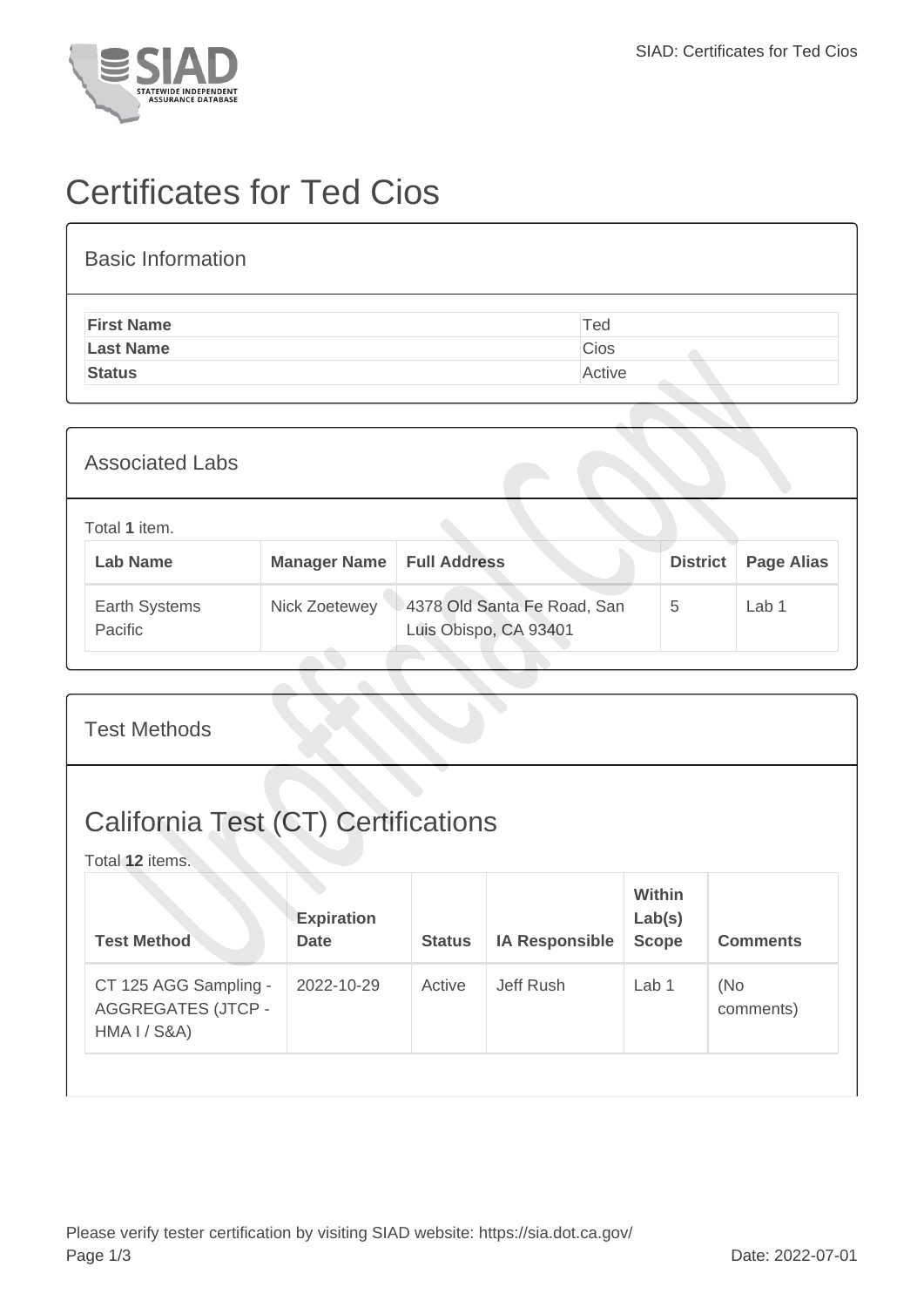# Certificates for Ted Cios

## Basic Information

| First Name | Ted |
| --- | --- |
| Last Name | Cios |
| Status | Active |

## Associated Labs

Total **1** item.

| Lab Name | Manager Name | Full Address | District | Page Alias |
| --- | --- | --- | --- | --- |
| Earth Systems Pacific | Nick Zoetewey | 4378 Old Santa Fe Road, San Luis Obispo, CA 93401 | 5 | Lab 1 |

## Test Methods

## California Test (CT) Certifications

Total **12** items.

| Test Method | Expiration Date | Status | IA Responsible | Within Lab(s) Scope | Comments |
| --- | --- | --- | --- | --- | --- |
| CT 125 AGG Sampling - AGGREGATES (JTCP - HMA I / S&A) | 2022-10-29 | Active | Jeff Rush | Lab 1 | (No comments) |

Please verify tester certification by visiting SIAD website: https://sia.dot.ca.gov/

Date: 2022-07-01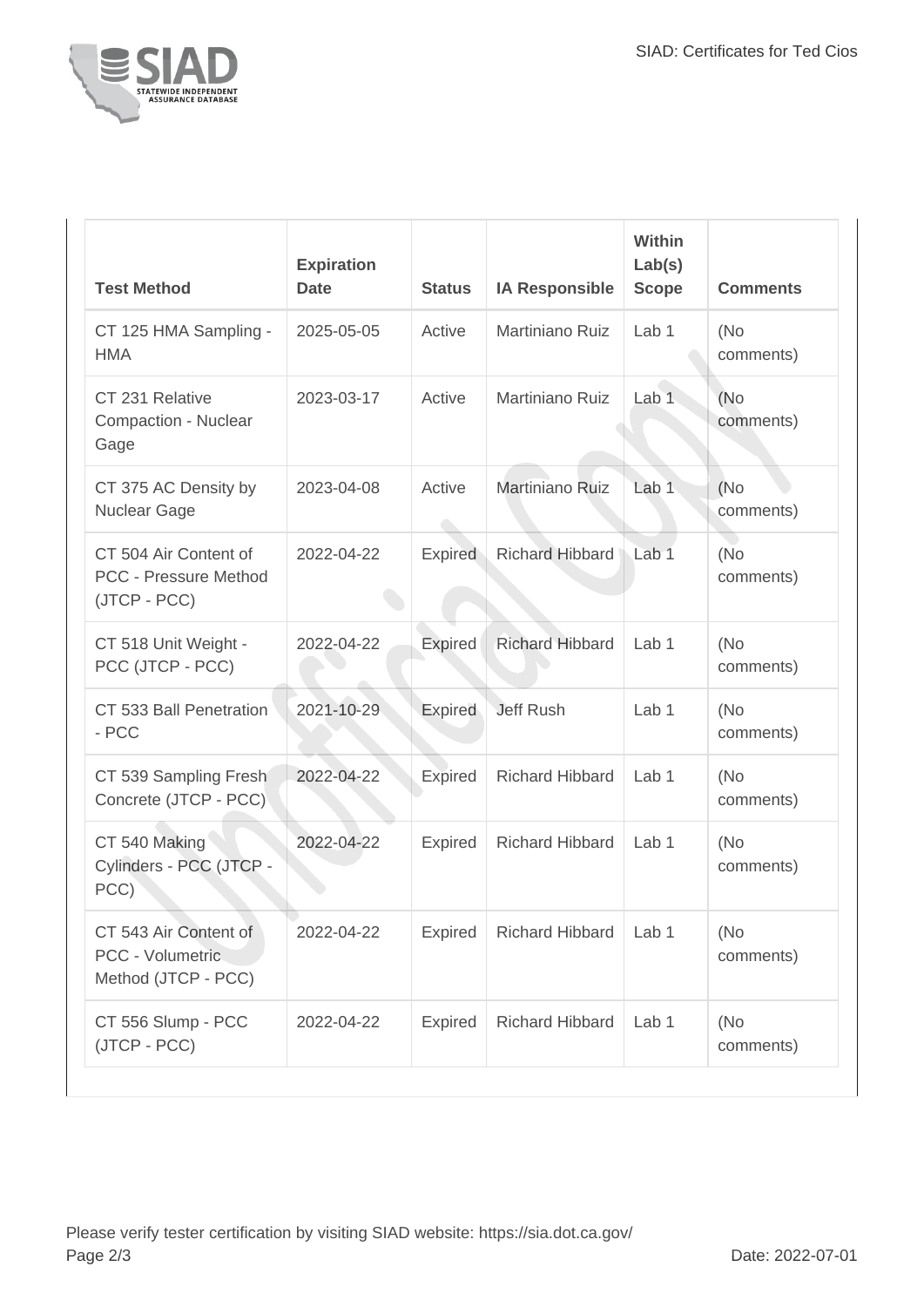| Test Method | Expiration Date | Status | IA Responsible | Within Lab(s) Scope | Comments |
|---|---|---|---|---|---|
| CT 125 HMA Sampling - HMA | 2025-05-05 | Active | Martiniano Ruiz | Lab 1 | (No comments) |
| CT 231 Relative Compaction - Nuclear Gage | 2023-03-17 | Active | Martiniano Ruiz | Lab 1 | (No comments) |
| CT 375 AC Density by Nuclear Gage | 2023-04-08 | Active | Martiniano Ruiz | Lab 1 | (No comments) |
| CT 504 Air Content of PCC - Pressure Method (JTCP - PCC) | 2022-04-22 | Expired | Richard Hibbard | Lab 1 | (No comments) |
| CT 518 Unit Weight - PCC (JTCP - PCC) | 2022-04-22 | Expired | Richard Hibbard | Lab 1 | (No comments) |
| CT 533 Ball Penetration - PCC | 2021-10-29 | Expired | Jeff Rush | Lab 1 | (No comments) |
| CT 539 Sampling Fresh Concrete (JTCP - PCC) | 2022-04-22 | Expired | Richard Hibbard | Lab 1 | (No comments) |
| CT 540 Making Cylinders - PCC (JTCP - PCC) | 2022-04-22 | Expired | Richard Hibbard | Lab 1 | (No comments) |
| CT 543 Air Content of PCC - Volumetric Method (JTCP - PCC) | 2022-04-22 | Expired | Richard Hibbard | Lab 1 | (No comments) |
| CT 556 Slump - PCC (JTCP - PCC) | 2022-04-22 | Expired | Richard Hibbard | Lab 1 | (No comments) |

Please verify tester certification by visiting SIAD website: https://sia.dot.ca.gov/

Date: 2022-07-01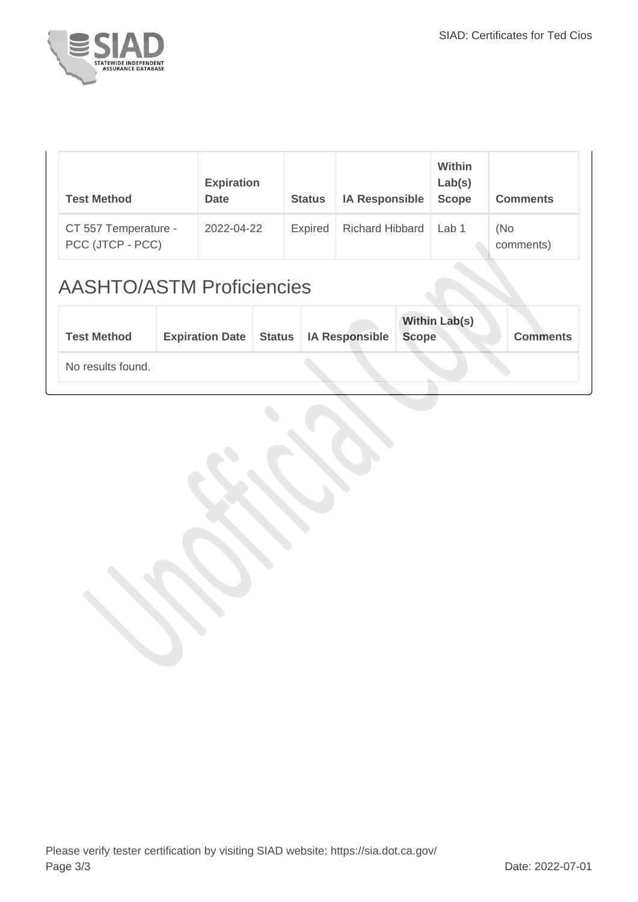| Test Method | Expiration Date | Status | IA Responsible | Within Lab(s) Scope | Comments |
| --- | --- | --- | --- | --- | --- |
| CT 557 Temperature - PCC (JTCP - PCC) | 2022-04-22 | Expired | Richard Hibbard | Lab 1 | (No comments) |

## AASHTO/ASTM Proficiencies

| Test Method | Expiration Date | Status | IA Responsible | Within Lab(s) Scope | Comments |
| --- | --- | --- | --- | --- | --- |
| No results found. | | | | | |

Please verify tester certification by visiting SIAD website: https://sia.dot.ca.gov/

Date: 2022-07-01